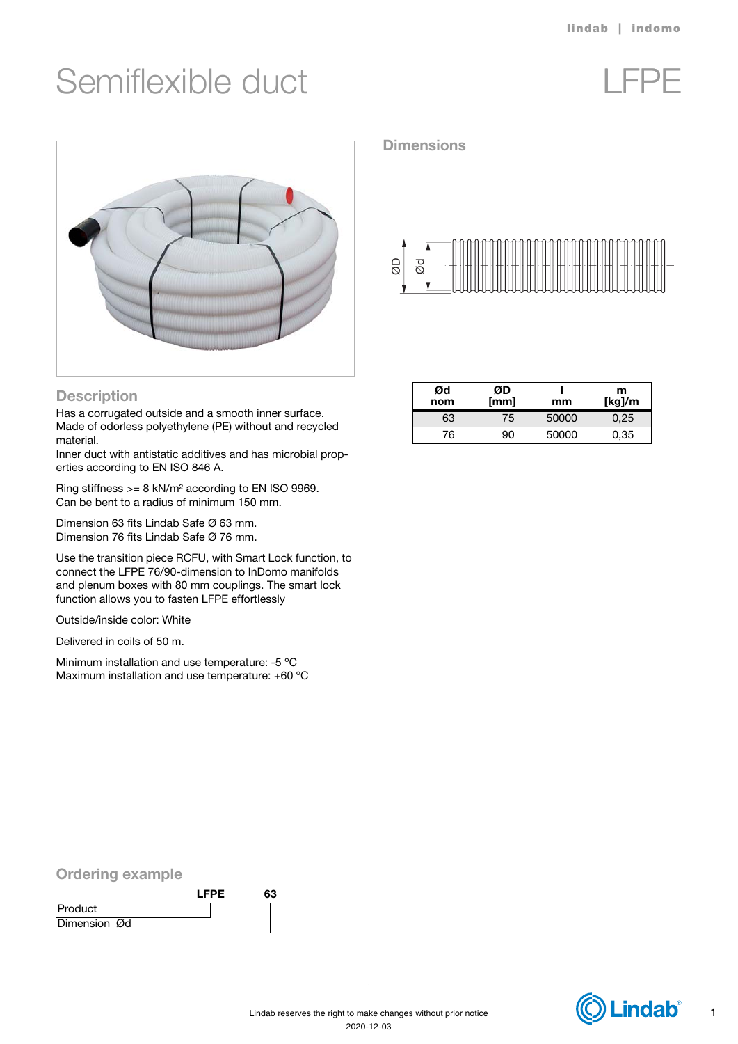# Semiflexible duct

# LFPE

## Description

Has a corrugated outside and a smooth inner surface. Made of odorless polyethylene (PE) without and recycled material.
Inner duct with antistatic additives and has microbial properties according to EN ISO 846 A.

Ring stiffness >= 8 kN/m² according to EN ISO 9969.
Can be bent to a radius of minimum 150 mm.

Dimension 63 fits Lindab Safe Ø 63 mm.
Dimension 76 fits Lindab Safe Ø 76 mm.

Use the transition piece RCFU, with Smart Lock function, to connect the LFPE 76/90-dimension to InDomo manifolds and plenum boxes with 80 mm couplings. The smart lock function allows you to fasten LFPE effortlessly

Outside/inside color: White

Delivered in coils of 50 m.

Minimum installation and use temperature: -5 °C
Maximum installation and use temperature: +60 °C

## Dimensions

| Ød nom | ØD [mm] | l mm | m [kg]/m |
|---|---|---|---|
| 63 | 75 | 50000 | 0,25 |
| 76 | 90 | 50000 | 0,35 |

## Ordering example

| | LFPE | 63 |
|---|---|---|
| Product | LFPE | |
| Dimension Ød | | 63 |

Lindab reserves the right to make changes without prior notice
2020-12-03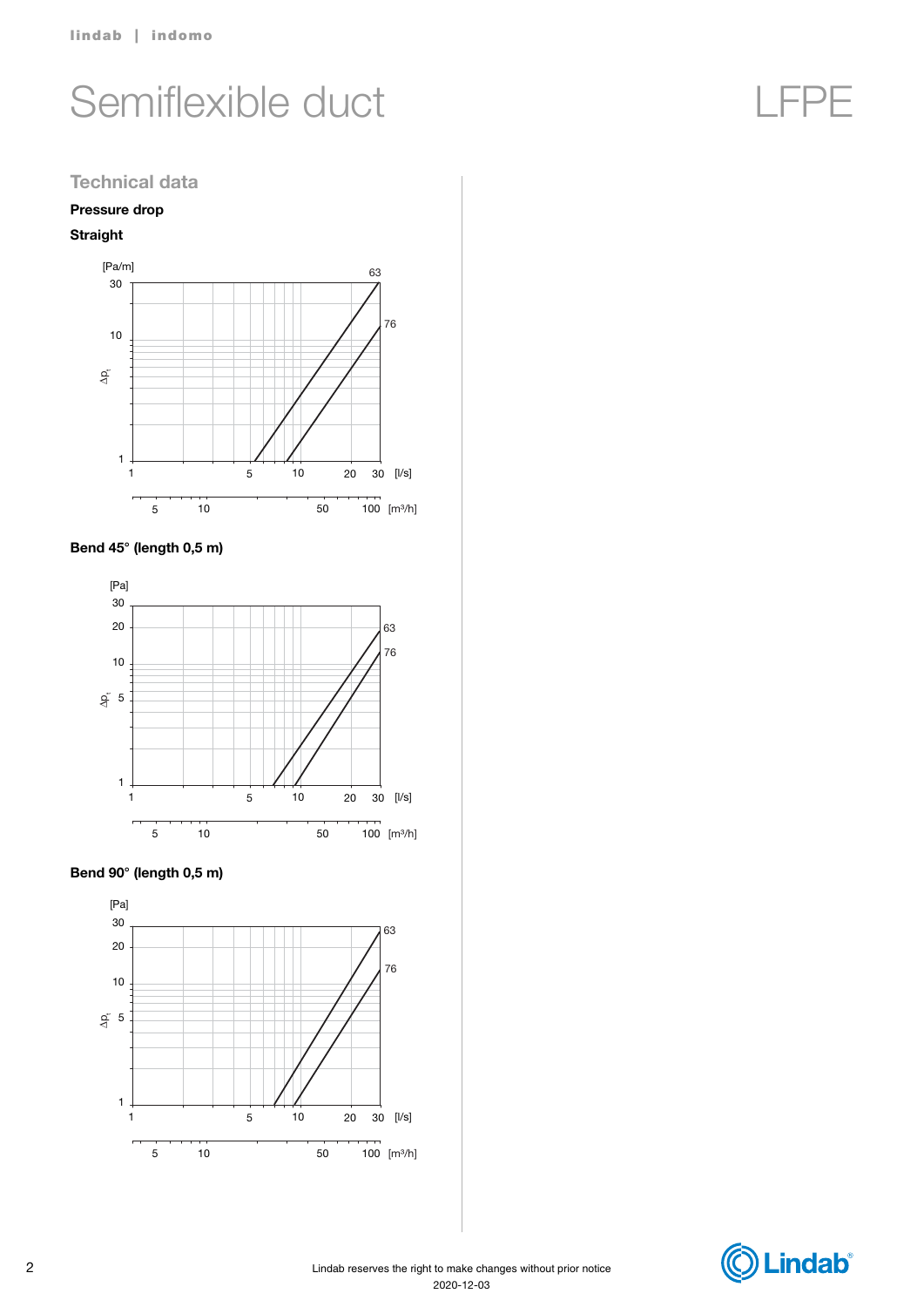# Semiflexible duct

LFPE

## Technical data

### Pressure drop

**Straight**

[Pa/m]
30
10
$\Delta p_t$
1
63
76
1 5 10 20 30 [l/s]
5 10 50 100 [m³/h]

**Bend 45° (length 0,5 m)**

[Pa]
30
20
10
5
$\Delta p_t$
1
63
76
1 5 10 20 30 [l/s]
5 10 50 100 [m³/h]

**Bend 90° (length 0,5 m)**

[Pa]
30
20
10
5
$\Delta p_t$
1
63
76
1 5 10 20 30 [l/s]
5 10 50 100 [m³/h]

Lindab reserves the right to make changes without prior notice

2020-12-03